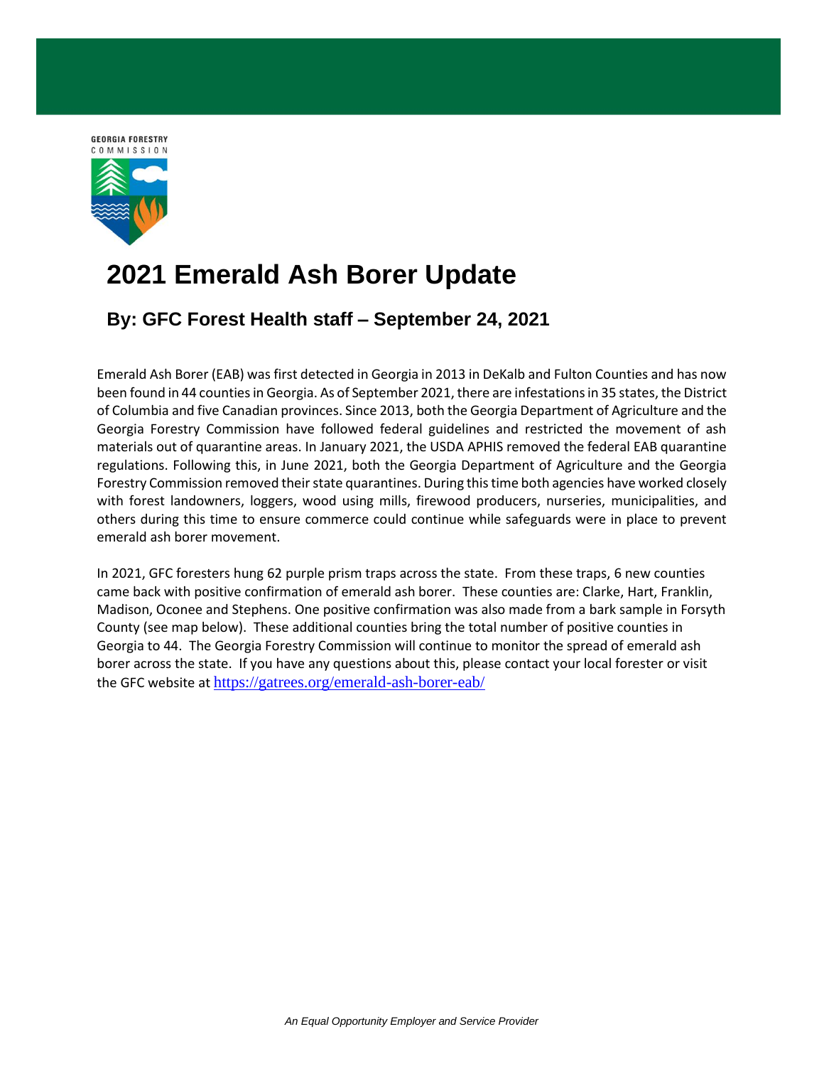GEORGIA FORESTRY COMMISSION

# 2021 Emerald Ash Borer Update

## By: GFC Forest Health staff – September 24, 2021

Emerald Ash Borer (EAB) was first detected in Georgia in 2013 in DeKalb and Fulton Counties and has now been found in 44 counties in Georgia. As of September 2021, there are infestations in 35 states, the District of Columbia and five Canadian provinces. Since 2013, both the Georgia Department of Agriculture and the Georgia Forestry Commission have followed federal guidelines and restricted the movement of ash materials out of quarantine areas. In January 2021, the USDA APHIS removed the federal EAB quarantine regulations. Following this, in June 2021, both the Georgia Department of Agriculture and the Georgia Forestry Commission removed their state quarantines. During this time both agencies have worked closely with forest landowners, loggers, wood using mills, firewood producers, nurseries, municipalities, and others during this time to ensure commerce could continue while safeguards were in place to prevent emerald ash borer movement.

In 2021, GFC foresters hung 62 purple prism traps across the state. From these traps, 6 new counties came back with positive confirmation of emerald ash borer. These counties are: Clarke, Hart, Franklin, Madison, Oconee and Stephens. One positive confirmation was also made from a bark sample in Forsyth County (see map below). These additional counties bring the total number of positive counties in Georgia to 44. The Georgia Forestry Commission will continue to monitor the spread of emerald ash borer across the state. If you have any questions about this, please contact your local forester or visit the GFC website at https://gatrees.org/emerald-ash-borer-eab/

*An Equal Opportunity Employer and Service Provider*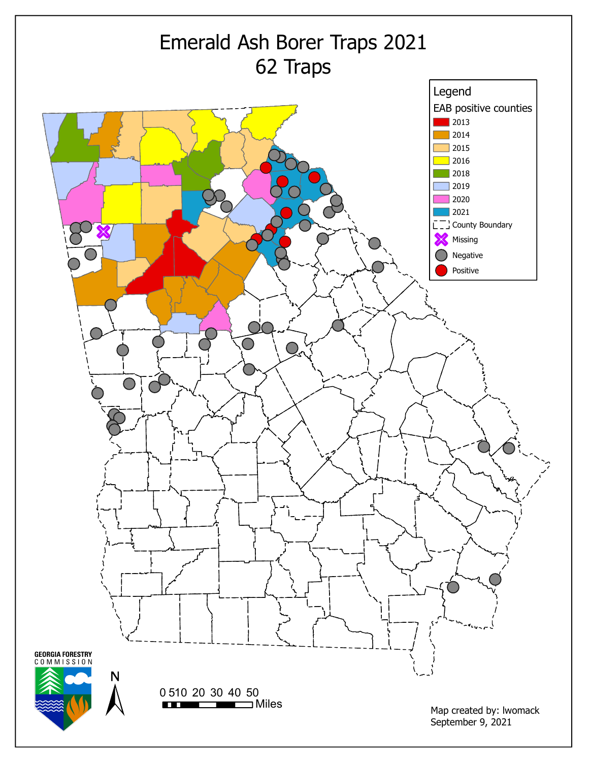# Emerald Ash Borer Traps 2021

## 62 Traps

Legend

EAB positive counties

2013

2014

2015

2016

2018

2019

2020

2021

County Boundary

Missing

Negative

Positive

GEORGIA FORESTRY COMMISSION

N

0 510 20 30 40 50

Miles

Map created by: lwomack
September 9, 2021